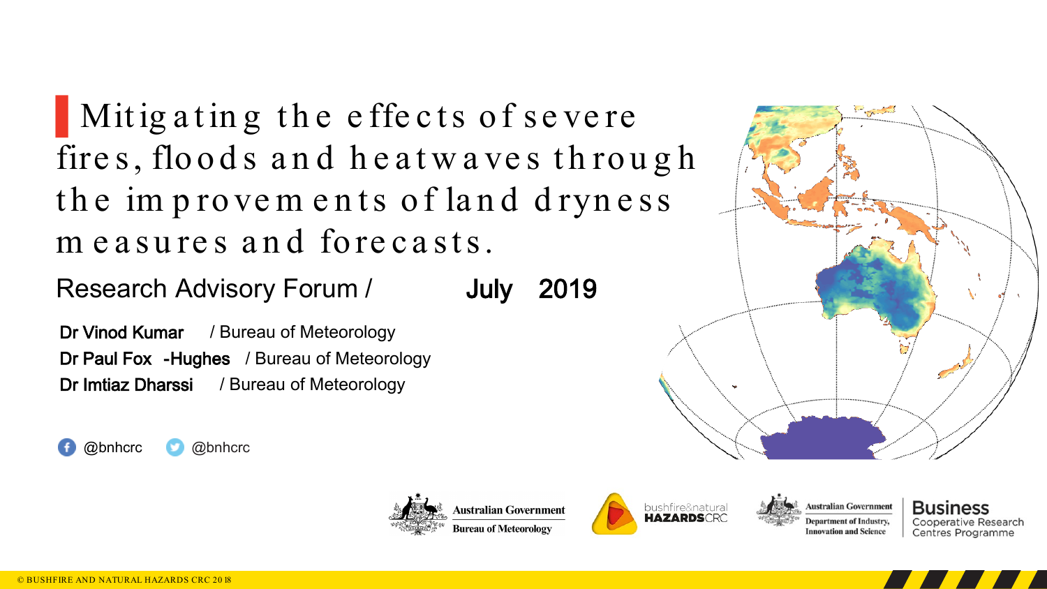# Mitigating the effects of severe fires, floods and heatwaves through the improvements of land dryness measures and forecasts.

Research Advisory Forum / **July 2019**

**Dr Vinod Kumar** / Bureau of Meteorology
**Dr Paul Fox-Hughes** / Bureau of Meteorology
**Dr Imtiaz Dharssi** / Bureau of Meteorology

@bnhcrc @bnhcrc

Australian Government Bureau of Meteorology

bushfire&natural HAZARDSCRC

Australian Government Department of Industry, Innovation and Science

Business Cooperative Research Centres Programme

© BUSHFIRE AND NATURAL HAZARDS CRC 2018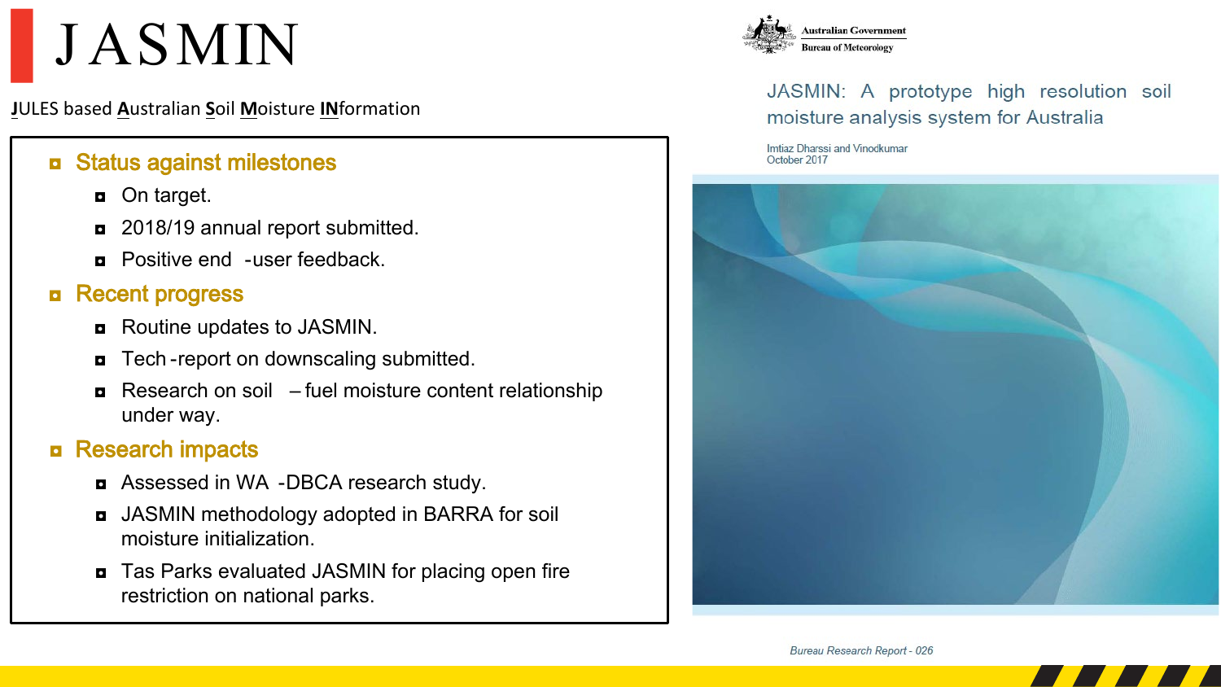# JASMIN

<u>J</u>ULES based <u>A</u>ustralian <u>S</u>oil <u>M</u>oisture <u>IN</u>formation

- **Status against milestones**
  - On target.
  - 2018/19 annual report submitted.
  - Positive end -user feedback.
- **Recent progress**
  - Routine updates to JASMIN.
  - Tech-report on downscaling submitted.
  - Research on soil – fuel moisture content relationship under way.
- **Research impacts**
  - Assessed in WA -DBCA research study.
  - JASMIN methodology adopted in BARRA for soil moisture initialization.
  - Tas Parks evaluated JASMIN for placing open fire restriction on national parks.

Australian Government
Bureau of Meteorology

JASMIN: A prototype high resolution soil moisture analysis system for Australia

Imtiaz Dharssi and Vinodkumar
October 2017

*Bureau Research Report - 026*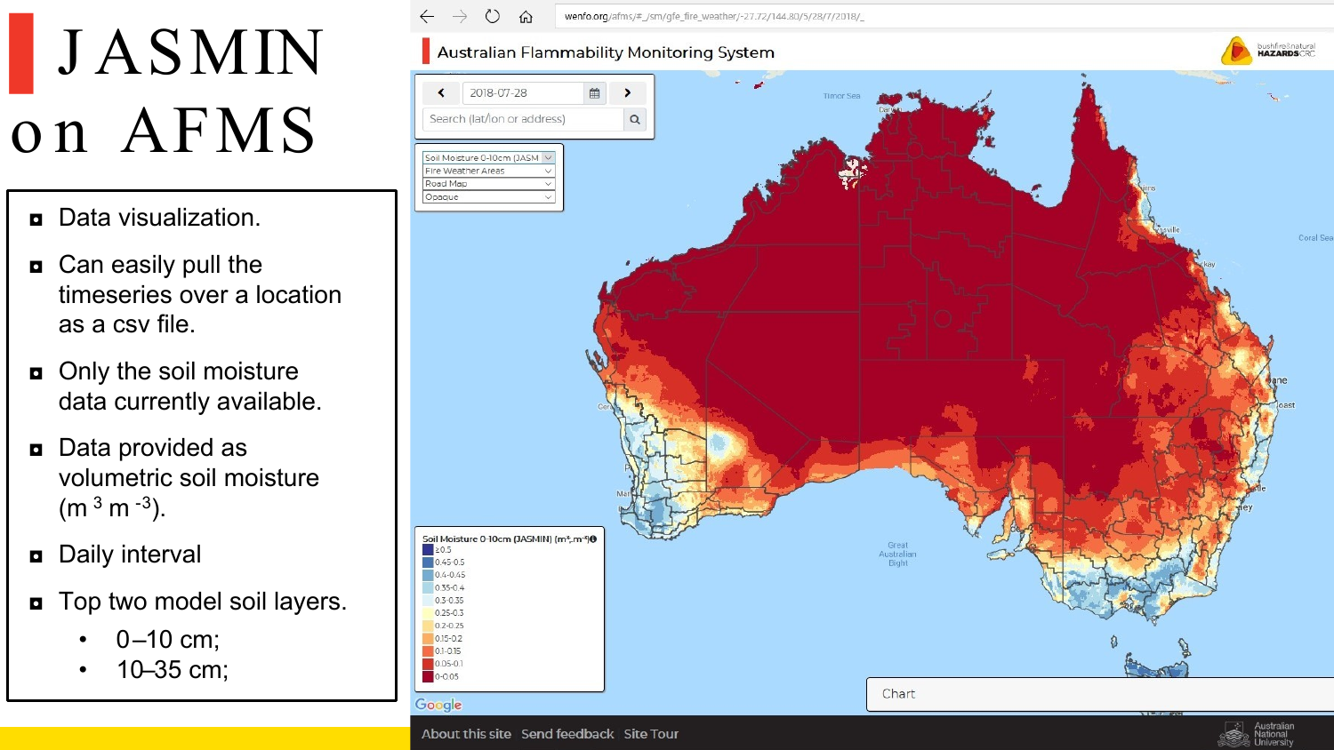# JASMIN on AFMS

- Data visualization.
- Can easily pull the timeseries over a location as a csv file.
- Only the soil moisture data currently available.
- Data provided as volumetric soil moisture ($m^3$ $m^{-3}$).
- Daily interval
- Top two model soil layers.
  - 0–10 cm;
  - 10–35 cm;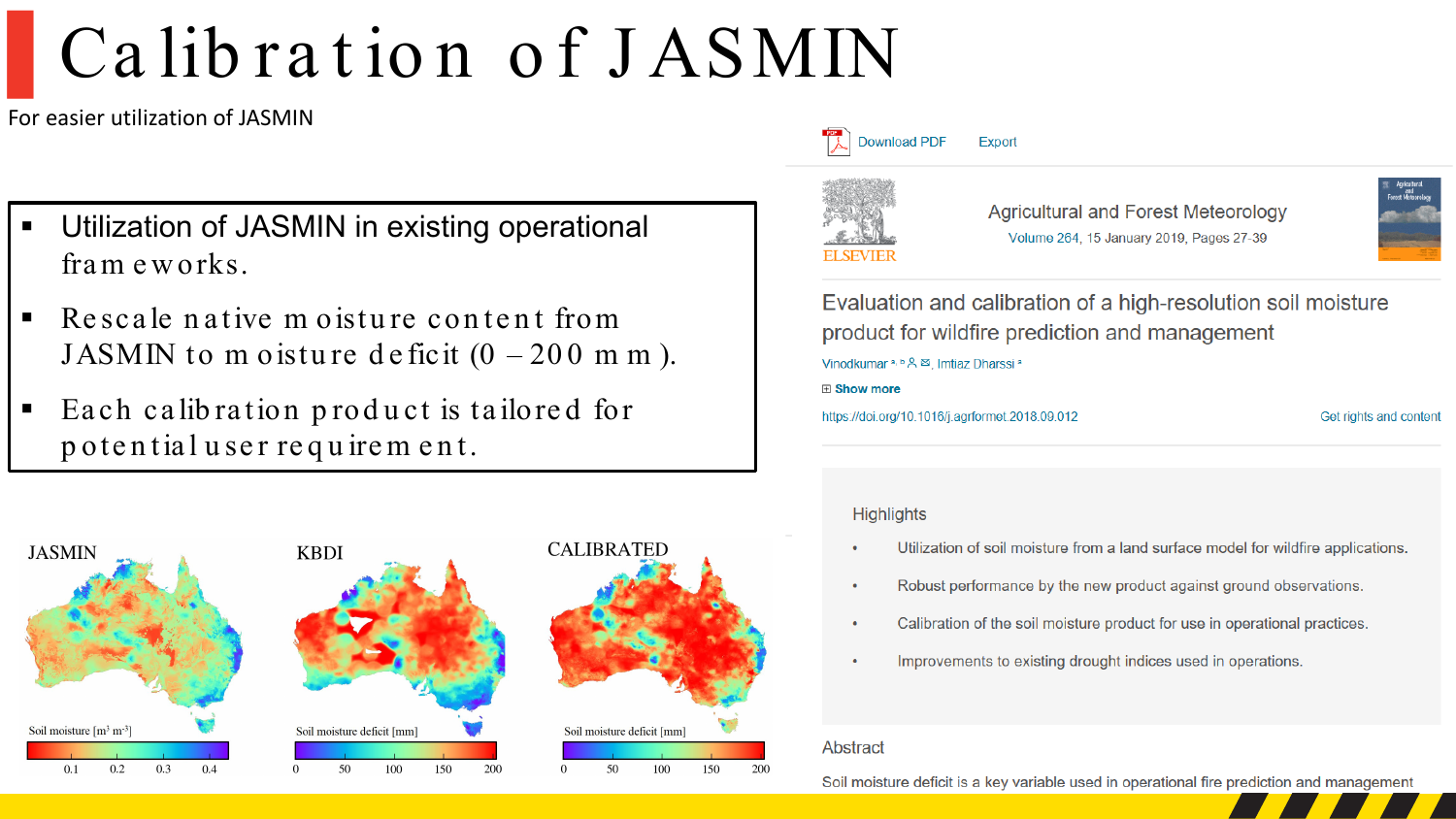# Calibration of JASMIN

For easier utilization of JASMIN

- Utilization of JASMIN in existing operational frameworks.
- Rescale native moisture content from JASMIN to moisture deficit (0 – 200 mm).
- Each calibration product is tailored for potential user requirement.

JASMIN

Soil moisture [$m^3$ $m^{-3}$]

0.1 0.2 0.3 0.4

KBDI

Soil moisture deficit [mm]

0 50 100 150 200

CALIBRATED

Soil moisture deficit [mm]

0 50 100 150 200

Download PDF Export

ELSEVIER

Agricultural and Forest Meteorology

Volume 264, 15 January 2019, Pages 27-39

## Evaluation and calibration of a high-resolution soil moisture product for wildfire prediction and management

Vinodkumar [a, b], Imtiaz Dharssi [a]

Show more

https://doi.org/10.1016/j.agrformet.2018.09.012

Get rights and content

### Highlights

- Utilization of soil moisture from a land surface model for wildfire applications.
- Robust performance by the new product against ground observations.
- Calibration of the soil moisture product for use in operational practices.
- Improvements to existing drought indices used in operations.

### Abstract

Soil moisture deficit is a key variable used in operational fire prediction and management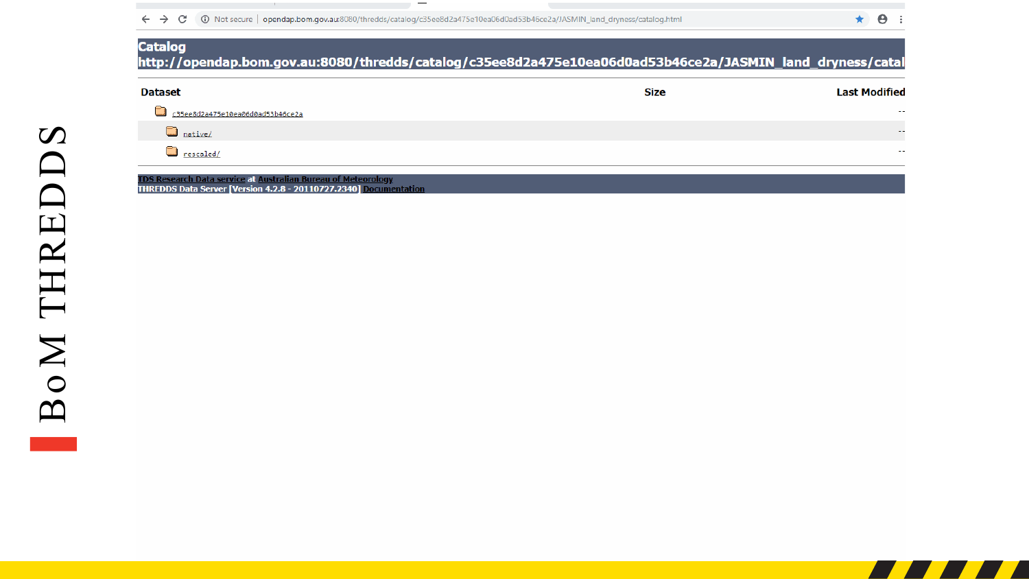# BoM THREDDS

opendap.bom.gov.au:8080/thredds/catalog/c35ee8d2a475e10ea06d0ad53b46ce2a/JASMIN_land_dryness/catalog.html

## Catalog
**http://opendap.bom.gov.au:8080/thredds/catalog/c35ee8d2a475e10ea06d0ad53b46ce2a/JASMIN_land_dryness/catal**

| Dataset | Size | Last Modified |
| --- | --- | --- |
| c35ee8d2a475e10ea06d0ad53b46ce2a | | -- |
| native/ | | -- |
| rescaled/ | | -- |

TDS Research Data service at Australian Bureau of Meteorology
THREDDS Data Server [Version 4.2.8 - 20110727.2340] Documentation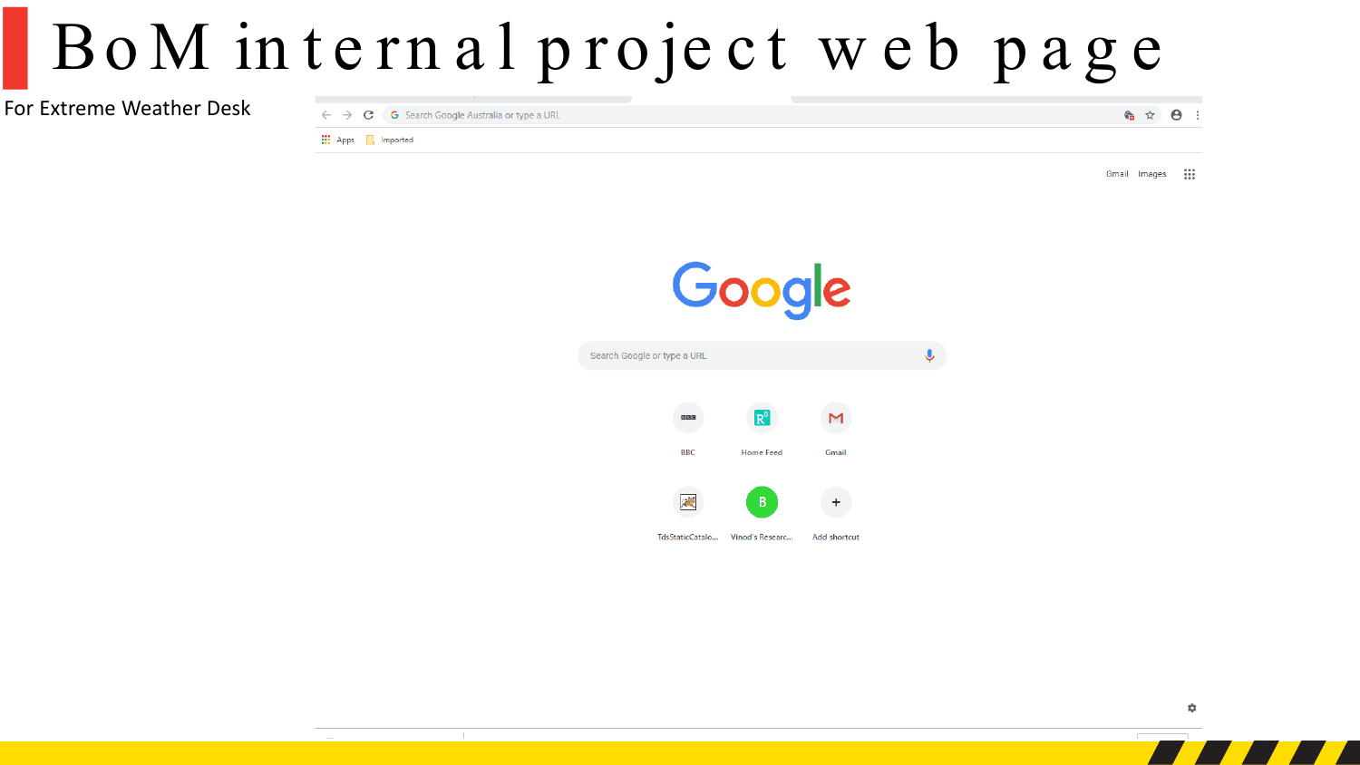# BoM internal project web page

For Extreme Weather Desk

Apps Imported

Search Google Australia or type a URL

Gmail Images

Google

Search Google or type a URL

BBC

Home Feed

Gmail

TdsStaticCatalo...

Vinod's Researc...

Add shortcut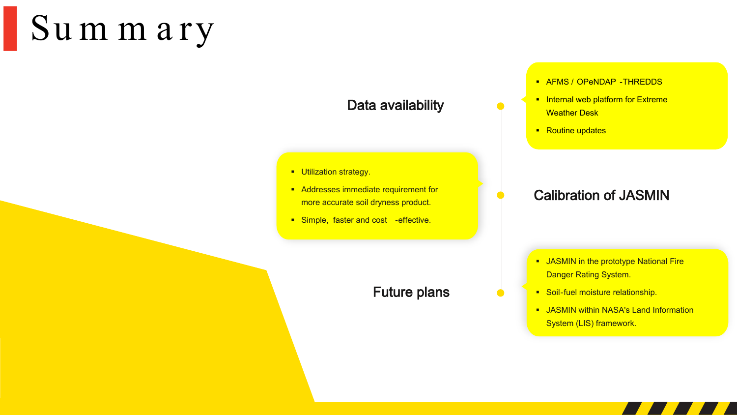# Summary

## Data availability

- AFMS / OPeNDAP -THREDDS
- Internal web platform for Extreme Weather Desk
- Routine updates

## Calibration of JASMIN

- Utilization strategy.
- Addresses immediate requirement for more accurate soil dryness product.
- Simple, faster and cost-effective.

## Future plans

- JASMIN in the prototype National Fire Danger Rating System.
- Soil-fuel moisture relationship.
- JASMIN within NASA's Land Information System (LIS) framework.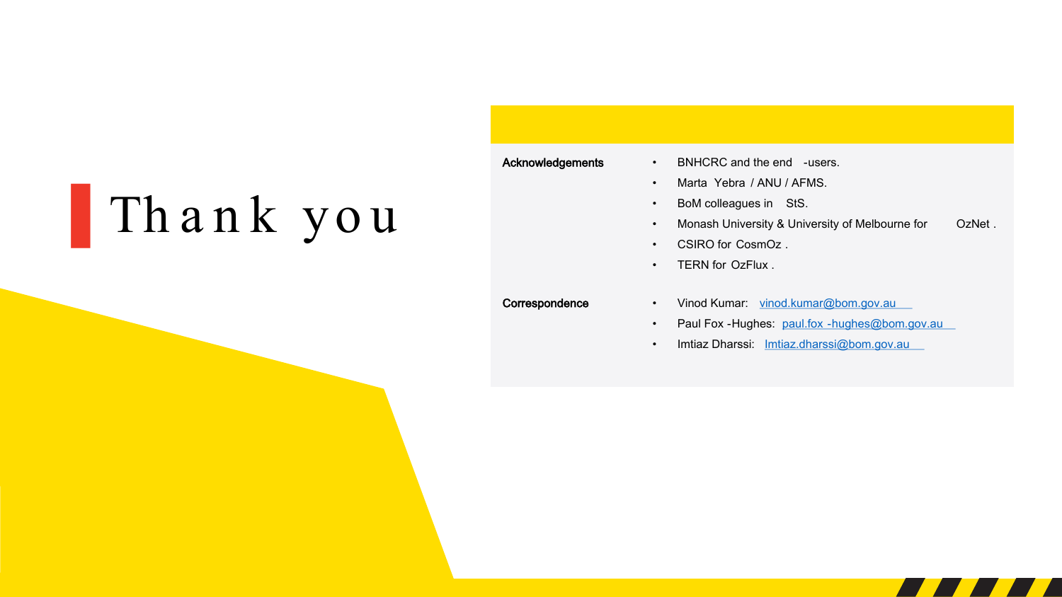# Thank you

**Acknowledgements**

- BNHCRC and the end -users.
- Marta Yebra / ANU / AFMS.
- BoM colleagues in StS.
- Monash University & University of Melbourne for OzNet .
- CSIRO for CosmOz .
- TERN for OzFlux .

**Correspondence**

- Vinod Kumar: vinod.kumar@bom.gov.au
- Paul Fox -Hughes: paul.fox -hughes@bom.gov.au
- Imtiaz Dharssi: Imtiaz.dharssi@bom.gov.au